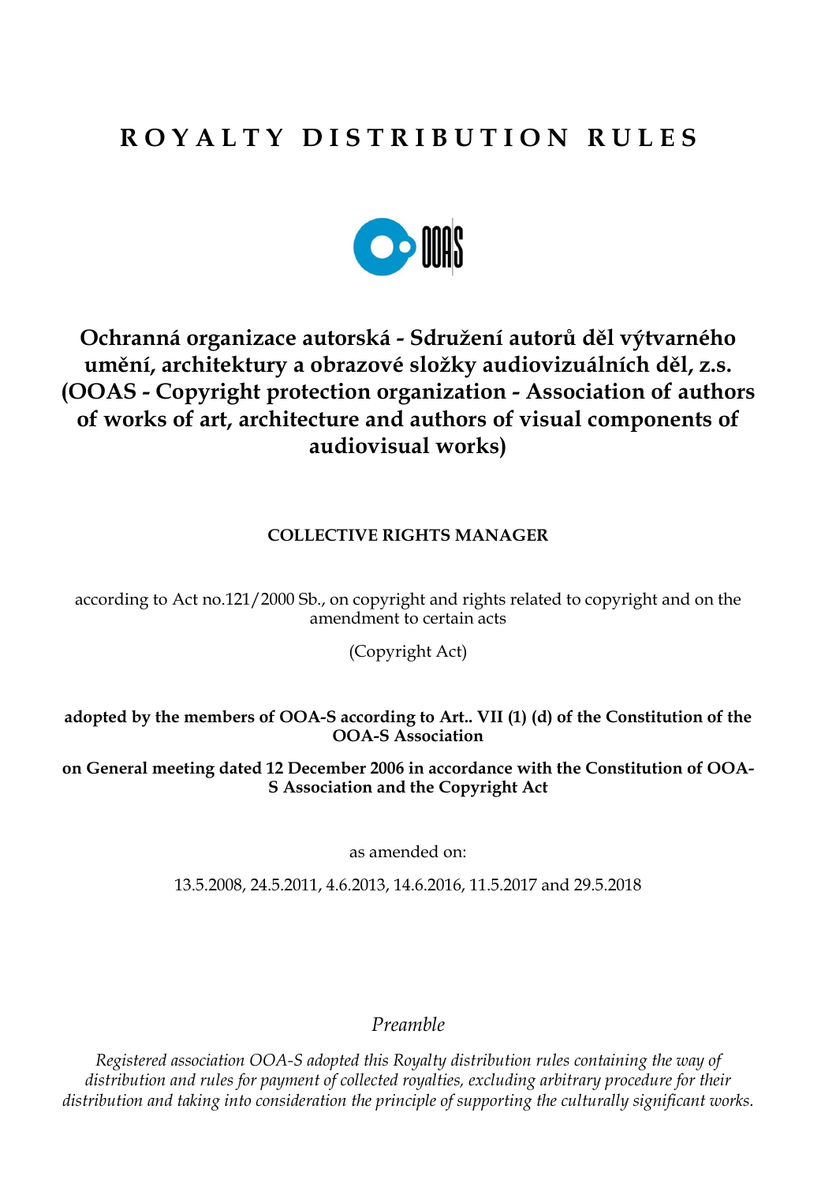# R O Y A L T Y   D I S T R I B U T I O N   R U L E S

**Ochranná organizace autorská - Sdružení autorů děl výtvarného umění, architektury a obrazové složky audiovizuálních děl, z.s. (OOAS - Copyright protection organization - Association of authors of works of art, architecture and authors of visual components of audiovisual works)**

**COLLECTIVE RIGHTS MANAGER**

according to Act no.121/2000 Sb., on copyright and rights related to copyright and on the amendment to certain acts

(Copyright Act)

**adopted by the members of OOA-S according to Art.. VII (1) (d) of the Constitution of the OOA-S Association**

**on General meeting dated 12 December 2006 in accordance with the Constitution of OOA-S Association and the Copyright Act**

as amended on:

13.5.2008, 24.5.2011, 4.6.2013, 14.6.2016, 11.5.2017 and 29.5.2018

*Preamble*

*Registered association OOA-S adopted this Royalty distribution rules containing the way of distribution and rules for payment of collected royalties, excluding arbitrary procedure for their distribution and taking into consideration the principle of supporting the culturally significant works.*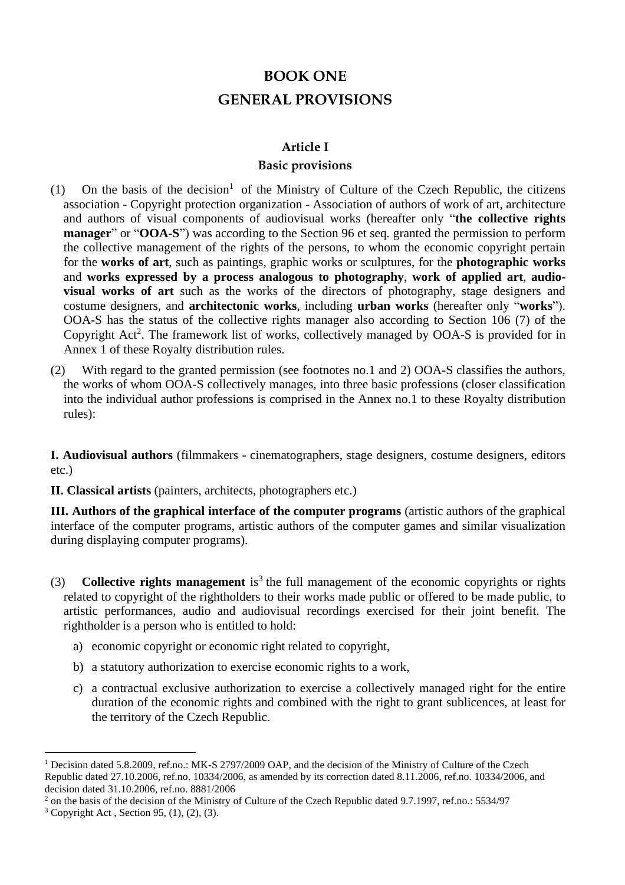# BOOK ONE
# GENERAL PROVISIONS

## Article I
## Basic provisions

(1) On the basis of the decision[1] of the Ministry of Culture of the Czech Republic, the citizens association - Copyright protection organization - Association of authors of work of art, architecture and authors of visual components of audiovisual works (hereafter only "**the collective rights manager**" or "**OOA-S**") was according to the Section 96 et seq. granted the permission to perform the collective management of the rights of the persons, to whom the economic copyright pertain for the **works of art**, such as paintings, graphic works or sculptures, for the **photographic works** and **works expressed by a process analogous to photography**, **work of applied art**, **audio-visual works of art** such as the works of the directors of photography, stage designers and costume designers, and **architectonic works**, including **urban works** (hereafter only "**works**"). OOA-S has the status of the collective rights manager also according to Section 106 (7) of the Copyright Act[2]. The framework list of works, collectively managed by OOA-S is provided for in Annex 1 of these Royalty distribution rules.

(2) With regard to the granted permission (see footnotes no.1 and 2) OOA-S classifies the authors, the works of whom OOA-S collectively manages, into three basic professions (closer classification into the individual author professions is comprised in the Annex no.1 to these Royalty distribution rules):

**I. Audiovisual authors** (filmmakers - cinematographers, stage designers, costume designers, editors etc.)

**II. Classical artists** (painters, architects, photographers etc.)

**III. Authors of the graphical interface of the computer programs** (artistic authors of the graphical interface of the computer programs, artistic authors of the computer games and similar visualization during displaying computer programs).

(3) **Collective rights management** is[3] the full management of the economic copyrights or rights related to copyright of the rightholders to their works made public or offered to be made public, to artistic performances, audio and audiovisual recordings exercised for their joint benefit. The rightholder is a person who is entitled to hold:

a) economic copyright or economic right related to copyright,

b) a statutory authorization to exercise economic rights to a work,

c) a contractual exclusive authorization to exercise a collectively managed right for the entire duration of the economic rights and combined with the right to grant sublicences, at least for the territory of the Czech Republic.

---

[1] Decision dated 5.8.2009, ref.no.: MK-S 2797/2009 OAP, and the decision of the Ministry of Culture of the Czech Republic dated 27.10.2006, ref.no. 10334/2006, as amended by its correction dated 8.11.2006, ref.no. 10334/2006, and decision dated 31.10.2006, ref.no. 8881/2006

[2] on the basis of the decision of the Ministry of Culture of the Czech Republic dated 9.7.1997, ref.no.: 5534/97

[3] Copyright Act , Section 95, (1), (2), (3).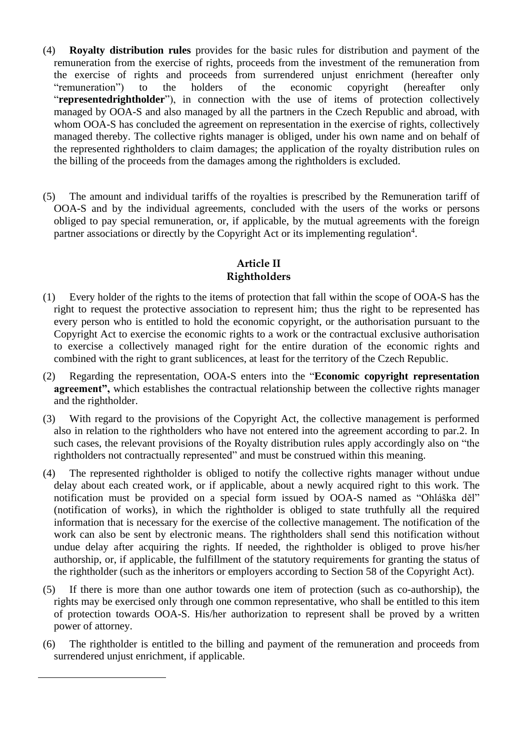(4) **Royalty distribution rules** provides for the basic rules for distribution and payment of the remuneration from the exercise of rights, proceeds from the investment of the remuneration from the exercise of rights and proceeds from surrendered unjust enrichment (hereafter only "remuneration") to the holders of the economic copyright (hereafter only "**representedrightholder**"), in connection with the use of items of protection collectively managed by OOA-S and also managed by all the partners in the Czech Republic and abroad, with whom OOA-S has concluded the agreement on representation in the exercise of rights, collectively managed thereby. The collective rights manager is obliged, under his own name and on behalf of the represented rightholders to claim damages; the application of the royalty distribution rules on the billing of the proceeds from the damages among the rightholders is excluded.

(5) The amount and individual tariffs of the royalties is prescribed by the Remuneration tariff of OOA-S and by the individual agreements, concluded with the users of the works or persons obliged to pay special remuneration, or, if applicable, by the mutual agreements with the foreign partner associations or directly by the Copyright Act or its implementing regulation[4].

## Article II
## Rightholders

(1) Every holder of the rights to the items of protection that fall within the scope of OOA-S has the right to request the protective association to represent him; thus the right to be represented has every person who is entitled to hold the economic copyright, or the authorisation pursuant to the Copyright Act to exercise the economic rights to a work or the contractual exclusive authorisation to exercise a collectively managed right for the entire duration of the economic rights and combined with the right to grant sublicences, at least for the territory of the Czech Republic.

(2) Regarding the representation, OOA-S enters into the "**Economic copyright representation agreement",** which establishes the contractual relationship between the collective rights manager and the rightholder.

(3) With regard to the provisions of the Copyright Act, the collective management is performed also in relation to the rightholders who have not entered into the agreement according to par.2. In such cases, the relevant provisions of the Royalty distribution rules apply accordingly also on "the rightholders not contractually represented" and must be construed within this meaning.

(4) The represented rightholder is obliged to notify the collective rights manager without undue delay about each created work, or if applicable, about a newly acquired right to this work. The notification must be provided on a special form issued by OOA-S named as "Ohláška děl" (notification of works), in which the rightholder is obliged to state truthfully all the required information that is necessary for the exercise of the collective management. The notification of the work can also be sent by electronic means. The rightholders shall send this notification without undue delay after acquiring the rights. If needed, the rightholder is obliged to prove his/her authorship, or, if applicable, the fulfillment of the statutory requirements for granting the status of the rightholder (such as the inheritors or employers according to Section 58 of the Copyright Act).

(5) If there is more than one author towards one item of protection (such as co-authorship), the rights may be exercised only through one common representative, who shall be entitled to this item of protection towards OOA-S. His/her authorization to represent shall be proved by a written power of attorney.

(6) The rightholder is entitled to the billing and payment of the remuneration and proceeds from surrendered unjust enrichment, if applicable.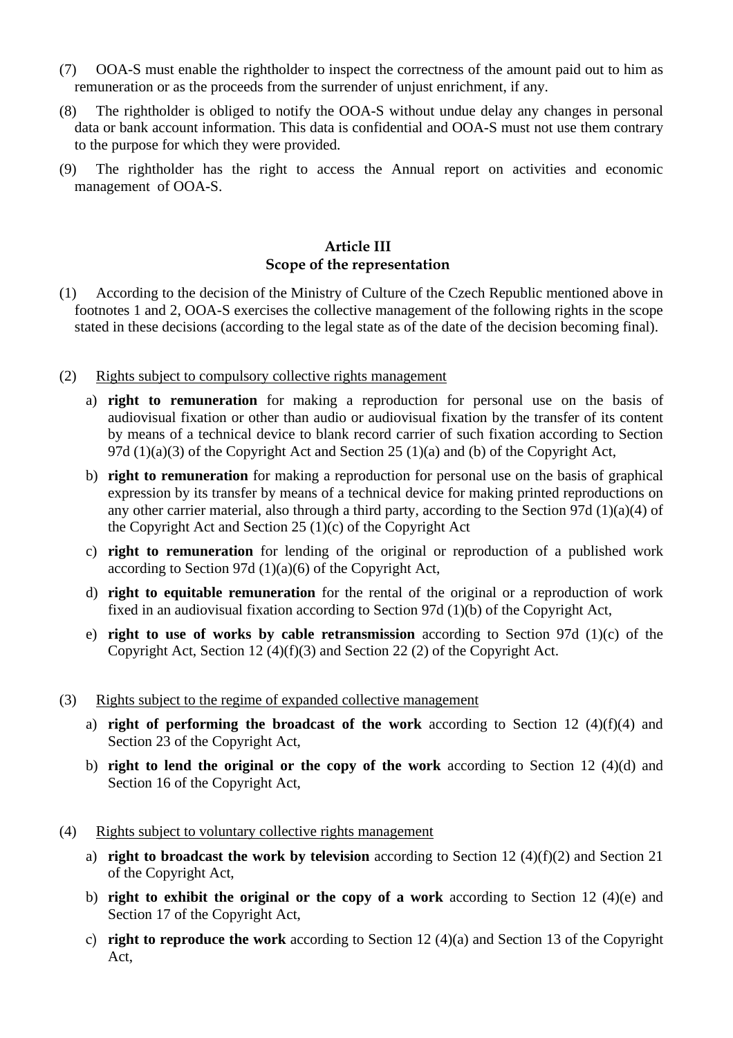(7) OOA-S must enable the rightholder to inspect the correctness of the amount paid out to him as remuneration or as the proceeds from the surrender of unjust enrichment, if any.

(8) The rightholder is obliged to notify the OOA-S without undue delay any changes in personal data or bank account information. This data is confidential and OOA-S must not use them contrary to the purpose for which they were provided.

(9) The rightholder has the right to access the Annual report on activities and economic management of OOA-S.

## Article III
## Scope of the representation

(1) According to the decision of the Ministry of Culture of the Czech Republic mentioned above in footnotes 1 and 2, OOA-S exercises the collective management of the following rights in the scope stated in these decisions (according to the legal state as of the date of the decision becoming final).

(2) Rights subject to compulsory collective rights management

a) **right to remuneration** for making a reproduction for personal use on the basis of audiovisual fixation or other than audio or audiovisual fixation by the transfer of its content by means of a technical device to blank record carrier of such fixation according to Section 97d (1)(a)(3) of the Copyright Act and Section 25 (1)(a) and (b) of the Copyright Act,

b) **right to remuneration** for making a reproduction for personal use on the basis of graphical expression by its transfer by means of a technical device for making printed reproductions on any other carrier material, also through a third party, according to the Section 97d (1)(a)(4) of the Copyright Act and Section 25 (1)(c) of the Copyright Act

c) **right to remuneration** for lending of the original or reproduction of a published work according to Section 97d (1)(a)(6) of the Copyright Act,

d) **right to equitable remuneration** for the rental of the original or a reproduction of work fixed in an audiovisual fixation according to Section 97d (1)(b) of the Copyright Act,

e) **right to use of works by cable retransmission** according to Section 97d (1)(c) of the Copyright Act, Section 12 (4)(f)(3) and Section 22 (2) of the Copyright Act.

(3) Rights subject to the regime of expanded collective management

a) **right of performing the broadcast of the work** according to Section 12 (4)(f)(4) and Section 23 of the Copyright Act,

b) **right to lend the original or the copy of the work** according to Section 12 (4)(d) and Section 16 of the Copyright Act,

(4) Rights subject to voluntary collective rights management

a) **right to broadcast the work by television** according to Section 12 (4)(f)(2) and Section 21 of the Copyright Act,

b) **right to exhibit the original or the copy of a work** according to Section 12 (4)(e) and Section 17 of the Copyright Act,

c) **right to reproduce the work** according to Section 12 (4)(a) and Section 13 of the Copyright Act,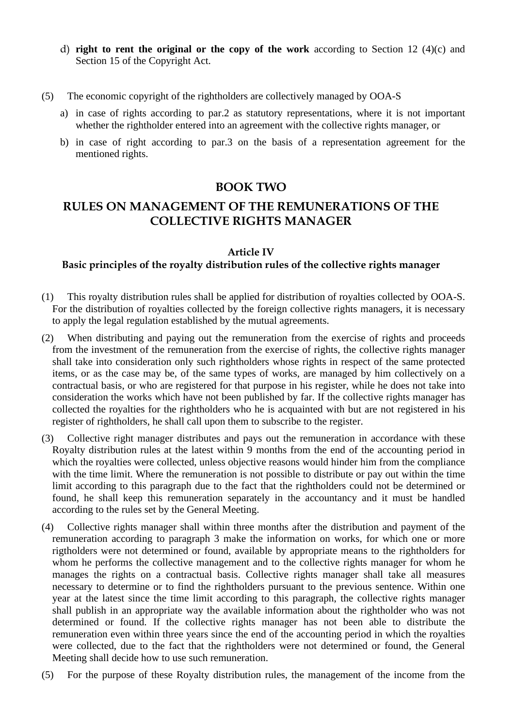d) **right to rent the original or the copy of the work** according to Section 12 (4)(c) and Section 15 of the Copyright Act.

(5) The economic copyright of the rightholders are collectively managed by OOA-S

a) in case of rights according to par.2 as statutory representations, where it is not important whether the rightholder entered into an agreement with the collective rights manager, or

b) in case of right according to par.3 on the basis of a representation agreement for the mentioned rights.

## BOOK TWO

## RULES ON MANAGEMENT OF THE REMUNERATIONS OF THE COLLECTIVE RIGHTS MANAGER

### Article IV
### Basic principles of the royalty distribution rules of the collective rights manager

(1) This royalty distribution rules shall be applied for distribution of royalties collected by OOA-S. For the distribution of royalties collected by the foreign collective rights managers, it is necessary to apply the legal regulation established by the mutual agreements.

(2) When distributing and paying out the remuneration from the exercise of rights and proceeds from the investment of the remuneration from the exercise of rights, the collective rights manager shall take into consideration only such rightholders whose rights in respect of the same protected items, or as the case may be, of the same types of works, are managed by him collectively on a contractual basis, or who are registered for that purpose in his register, while he does not take into consideration the works which have not been published by far. If the collective rights manager has collected the royalties for the rightholders who he is acquainted with but are not registered in his register of rightholders, he shall call upon them to subscribe to the register.

(3) Collective right manager distributes and pays out the remuneration in accordance with these Royalty distribution rules at the latest within 9 months from the end of the accounting period in which the royalties were collected, unless objective reasons would hinder him from the compliance with the time limit. Where the remuneration is not possible to distribute or pay out within the time limit according to this paragraph due to the fact that the rightholders could not be determined or found, he shall keep this remuneration separately in the accountancy and it must be handled according to the rules set by the General Meeting.

(4) Collective rights manager shall within three months after the distribution and payment of the remuneration according to paragraph 3 make the information on works, for which one or more rigtholders were not determined or found, available by appropriate means to the rightholders for whom he performs the collective management and to the collective rights manager for whom he manages the rights on a contractual basis. Collective rights manager shall take all measures necessary to determine or to find the rightholders pursuant to the previous sentence. Within one year at the latest since the time limit according to this paragraph, the collective rights manager shall publish in an appropriate way the available information about the rightholder who was not determined or found. If the collective rights manager has not been able to distribute the remuneration even within three years since the end of the accounting period in which the royalties were collected, due to the fact that the rightholders were not determined or found, the General Meeting shall decide how to use such remuneration.

(5) For the purpose of these Royalty distribution rules, the management of the income from the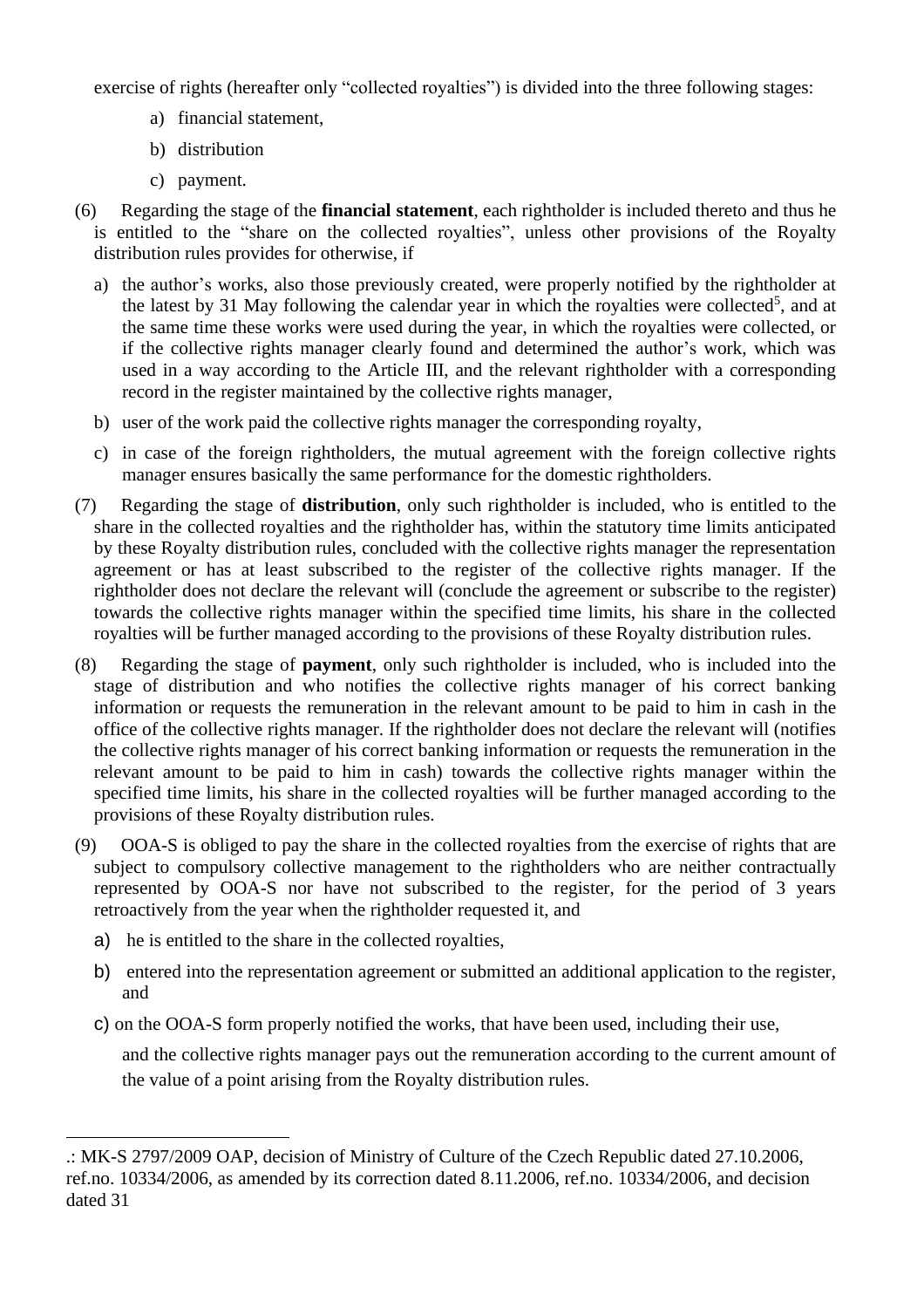exercise of rights (hereafter only "collected royalties") is divided into the three following stages:

a) financial statement,

b) distribution

c) payment.

(6) Regarding the stage of the **financial statement**, each rightholder is included thereto and thus he is entitled to the "share on the collected royalties", unless other provisions of the Royalty distribution rules provides for otherwise, if

a) the author's works, also those previously created, were properly notified by the rightholder at the latest by 31 May following the calendar year in which the royalties were collected[5], and at the same time these works were used during the year, in which the royalties were collected, or if the collective rights manager clearly found and determined the author's work, which was used in a way according to the Article III, and the relevant rightholder with a corresponding record in the register maintained by the collective rights manager,

b) user of the work paid the collective rights manager the corresponding royalty,

c) in case of the foreign rightholders, the mutual agreement with the foreign collective rights manager ensures basically the same performance for the domestic rightholders.

(7) Regarding the stage of **distribution**, only such rightholder is included, who is entitled to the share in the collected royalties and the rightholder has, within the statutory time limits anticipated by these Royalty distribution rules, concluded with the collective rights manager the representation agreement or has at least subscribed to the register of the collective rights manager. If the rightholder does not declare the relevant will (conclude the agreement or subscribe to the register) towards the collective rights manager within the specified time limits, his share in the collected royalties will be further managed according to the provisions of these Royalty distribution rules.

(8) Regarding the stage of **payment**, only such rightholder is included, who is included into the stage of distribution and who notifies the collective rights manager of his correct banking information or requests the remuneration in the relevant amount to be paid to him in cash in the office of the collective rights manager. If the rightholder does not declare the relevant will (notifies the collective rights manager of his correct banking information or requests the remuneration in the relevant amount to be paid to him in cash) towards the collective rights manager within the specified time limits, his share in the collected royalties will be further managed according to the provisions of these Royalty distribution rules.

(9) OOA-S is obliged to pay the share in the collected royalties from the exercise of rights that are subject to compulsory collective management to the rightholders who are neither contractually represented by OOA-S nor have not subscribed to the register, for the period of 3 years retroactively from the year when the rightholder requested it, and

a) he is entitled to the share in the collected royalties,

b) entered into the representation agreement or submitted an additional application to the register, and

c) on the OOA-S form properly notified the works, that have been used, including their use,

and the collective rights manager pays out the remuneration according to the current amount of the value of a point arising from the Royalty distribution rules.

---

.: MK-S 2797/2009 OAP, decision of Ministry of Culture of the Czech Republic dated 27.10.2006, ref.no. 10334/2006, as amended by its correction dated 8.11.2006, ref.no. 10334/2006, and decision dated 31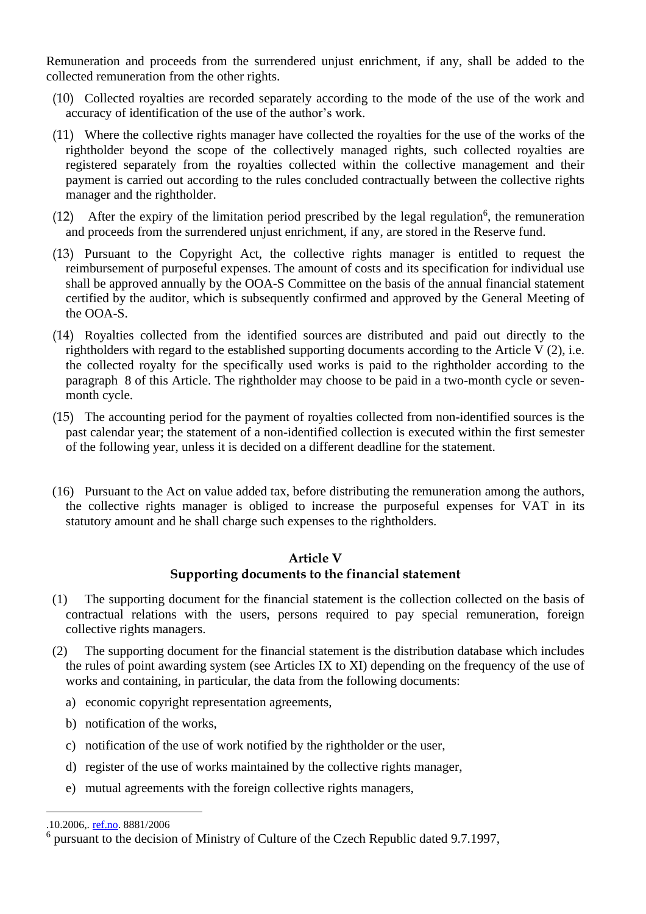Remuneration and proceeds from the surrendered unjust enrichment, if any, shall be added to the collected remuneration from the other rights.

(10) Collected royalties are recorded separately according to the mode of the use of the work and accuracy of identification of the use of the author's work.

(11) Where the collective rights manager have collected the royalties for the use of the works of the rightholder beyond the scope of the collectively managed rights, such collected royalties are registered separately from the royalties collected within the collective management and their payment is carried out according to the rules concluded contractually between the collective rights manager and the rightholder.

(12) After the expiry of the limitation period prescribed by the legal regulation[6], the remuneration and proceeds from the surrendered unjust enrichment, if any, are stored in the Reserve fund.

(13) Pursuant to the Copyright Act, the collective rights manager is entitled to request the reimbursement of purposeful expenses. The amount of costs and its specification for individual use shall be approved annually by the OOA-S Committee on the basis of the annual financial statement certified by the auditor, which is subsequently confirmed and approved by the General Meeting of the OOA-S.

(14) Royalties collected from the identified sources are distributed and paid out directly to the rightholders with regard to the established supporting documents according to the Article V (2), i.e. the collected royalty for the specifically used works is paid to the rightholder according to the paragraph 8 of this Article. The rightholder may choose to be paid in a two-month cycle or seven-month cycle.

(15) The accounting period for the payment of royalties collected from non-identified sources is the past calendar year; the statement of a non-identified collection is executed within the first semester of the following year, unless it is decided on a different deadline for the statement.

(16) Pursuant to the Act on value added tax, before distributing the remuneration among the authors, the collective rights manager is obliged to increase the purposeful expenses for VAT in its statutory amount and he shall charge such expenses to the rightholders.

## Article V
## Supporting documents to the financial statement

(1) The supporting document for the financial statement is the collection collected on the basis of contractual relations with the users, persons required to pay special remuneration, foreign collective rights managers.

(2) The supporting document for the financial statement is the distribution database which includes the rules of point awarding system (see Articles IX to XI) depending on the frequency of the use of works and containing, in particular, the data from the following documents:

a) economic copyright representation agreements,

b) notification of the works,

c) notification of the use of work notified by the rightholder or the user,

d) register of the use of works maintained by the collective rights manager,

e) mutual agreements with the foreign collective rights managers,

---

.10.2006,. ref.no. 8881/2006

[6] pursuant to the decision of Ministry of Culture of the Czech Republic dated 9.7.1997,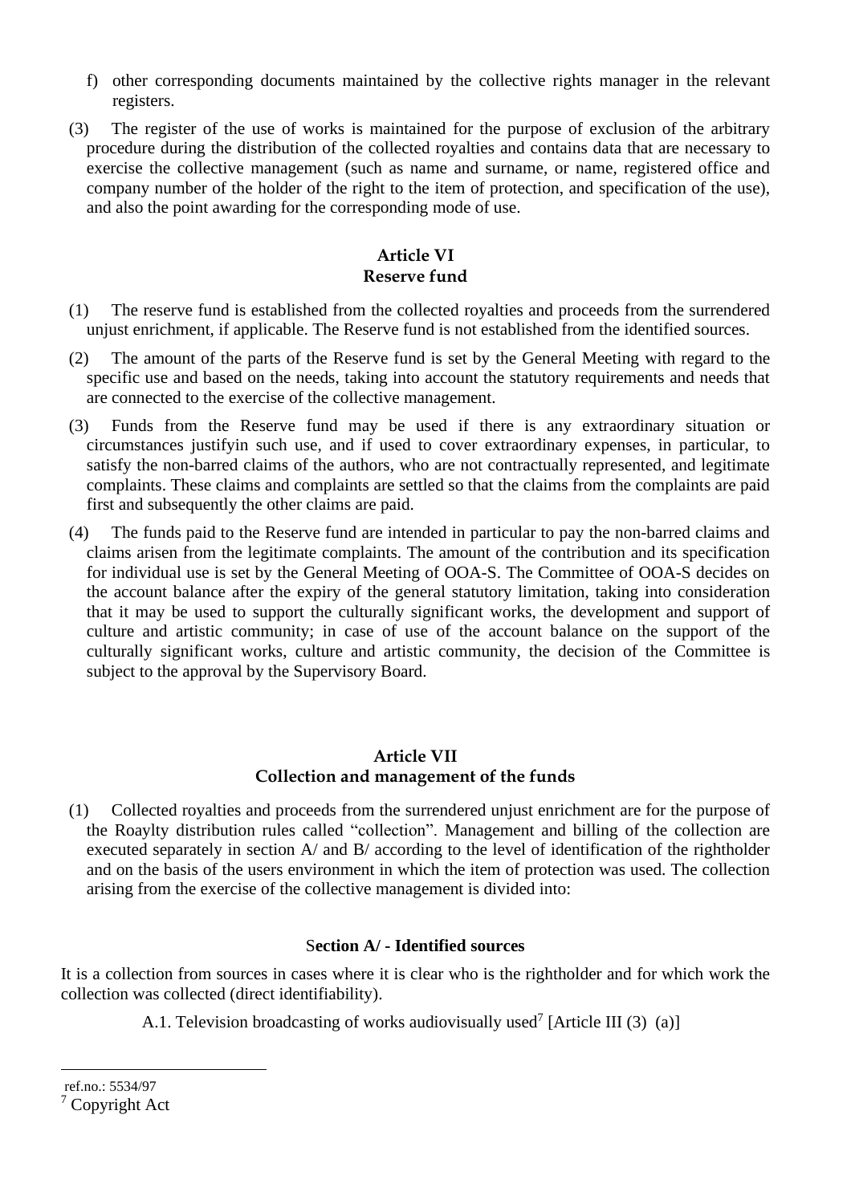f) other corresponding documents maintained by the collective rights manager in the relevant registers.

(3) The register of the use of works is maintained for the purpose of exclusion of the arbitrary procedure during the distribution of the collected royalties and contains data that are necessary to exercise the collective management (such as name and surname, or name, registered office and company number of the holder of the right to the item of protection, and specification of the use), and also the point awarding for the corresponding mode of use.

## Article VI
## Reserve fund

(1) The reserve fund is established from the collected royalties and proceeds from the surrendered unjust enrichment, if applicable. The Reserve fund is not established from the identified sources.

(2) The amount of the parts of the Reserve fund is set by the General Meeting with regard to the specific use and based on the needs, taking into account the statutory requirements and needs that are connected to the exercise of the collective management.

(3) Funds from the Reserve fund may be used if there is any extraordinary situation or circumstances justifyin such use, and if used to cover extraordinary expenses, in particular, to satisfy the non-barred claims of the authors, who are not contractually represented, and legitimate complaints. These claims and complaints are settled so that the claims from the complaints are paid first and subsequently the other claims are paid.

(4) The funds paid to the Reserve fund are intended in particular to pay the non-barred claims and claims arisen from the legitimate complaints. The amount of the contribution and its specification for individual use is set by the General Meeting of OOA-S. The Committee of OOA-S decides on the account balance after the expiry of the general statutory limitation, taking into consideration that it may be used to support the culturally significant works, the development and support of culture and artistic community; in case of use of the account balance on the support of the culturally significant works, culture and artistic community, the decision of the Committee is subject to the approval by the Supervisory Board.

## Article VII
## Collection and management of the funds

(1) Collected royalties and proceeds from the surrendered unjust enrichment are for the purpose of the Roaylty distribution rules called "collection". Management and billing of the collection are executed separately in section A/ and B/ according to the level of identification of the rightholder and on the basis of the users environment in which the item of protection was used. The collection arising from the exercise of the collective management is divided into:

### Section A/ - Identified sources

It is a collection from sources in cases where it is clear who is the rightholder and for which work the collection was collected (direct identifiability).

A.1. Television broadcasting of works audiovisually used[7] [Article III (3) (a)]

ref.no.: 5534/97

[7] Copyright Act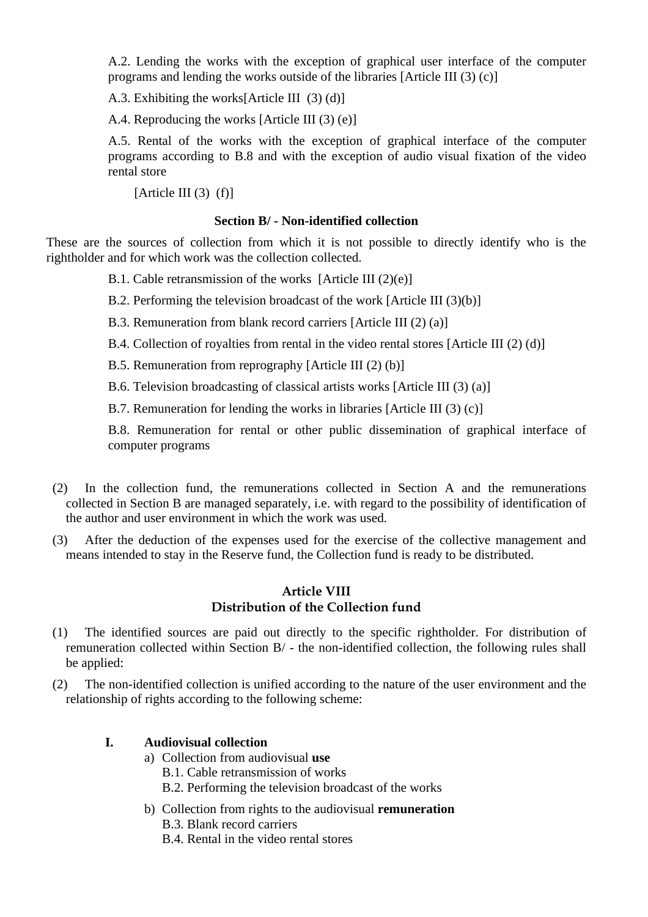A.2. Lending the works with the exception of graphical user interface of the computer programs and lending the works outside of the libraries [Article III (3) (c)]

A.3. Exhibiting the works[Article III  (3) (d)]

A.4. Reproducing the works [Article III (3) (e)]

A.5. Rental of the works with the exception of graphical interface of the computer programs according to B.8 and with the exception of audio visual fixation of the video rental store

[Article III (3)  (f)]

**Section B/ - Non-identified collection**

These are the sources of collection from which it is not possible to directly identify who is the rightholder and for which work was the collection collected.

B.1. Cable retransmission of the works  [Article III (2)(e)]

B.2. Performing the television broadcast of the work [Article III (3)(b)]

B.3. Remuneration from blank record carriers [Article III (2) (a)]

B.4. Collection of royalties from rental in the video rental stores [Article III (2) (d)]

B.5. Remuneration from reprography [Article III (2) (b)]

B.6. Television broadcasting of classical artists works [Article III (3) (a)]

B.7. Remuneration for lending the works in libraries [Article III (3) (c)]

B.8. Remuneration for rental or other public dissemination of graphical interface of computer programs

(2) In the collection fund, the remunerations collected in Section A and the remunerations collected in Section B are managed separately, i.e. with regard to the possibility of identification of the author and user environment in which the work was used.

(3) After the deduction of the expenses used for the exercise of the collective management and means intended to stay in the Reserve fund, the Collection fund is ready to be distributed.

## Article VIII
## Distribution of the Collection fund

(1) The identified sources are paid out directly to the specific rightholder. For distribution of remuneration collected within Section B/ - the non-identified collection, the following rules shall be applied:

(2) The non-identified collection is unified according to the nature of the user environment and the relationship of rights according to the following scheme:

**I. Audiovisual collection**

a) Collection from audiovisual **use**
   B.1. Cable retransmission of works
   B.2. Performing the television broadcast of the works

b) Collection from rights to the audiovisual **remuneration**
   B.3. Blank record carriers
   B.4. Rental in the video rental stores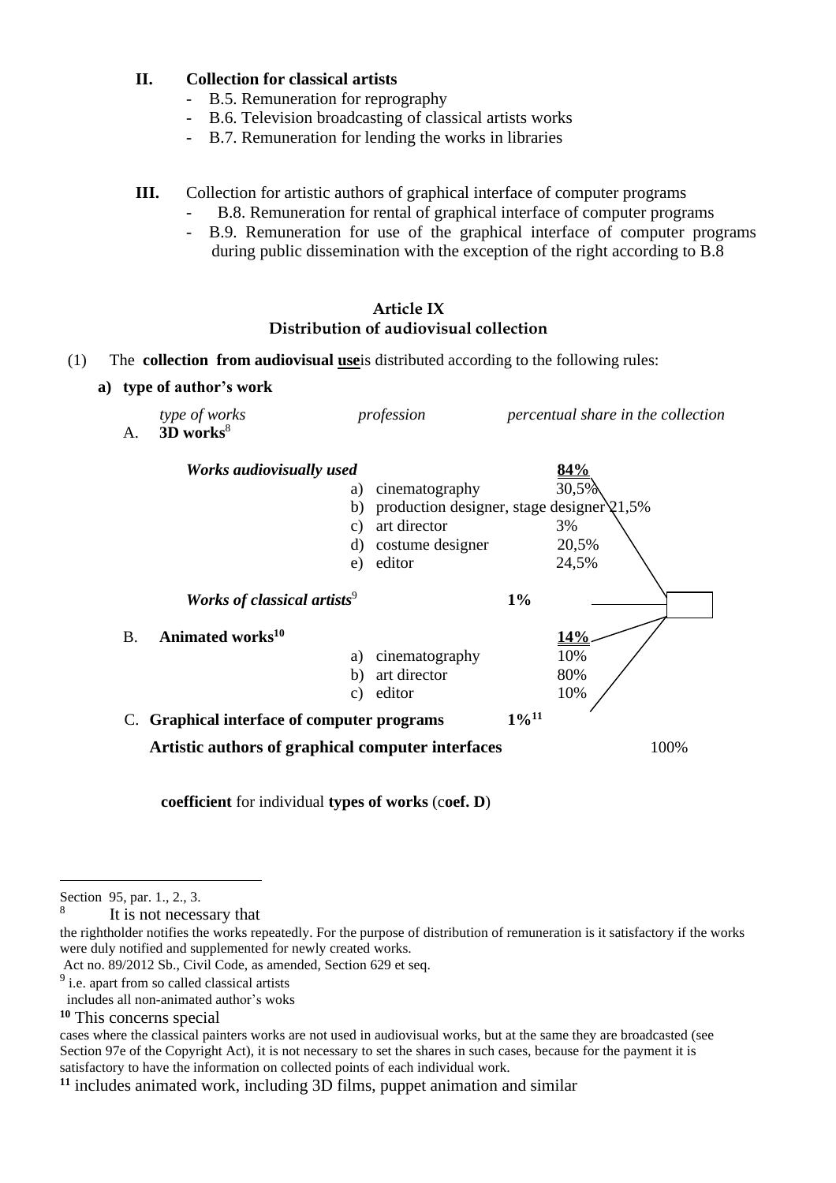**II. Collection for classical artists**

- B.5. Remuneration for reprography
- B.6. Television broadcasting of classical artists works
- B.7. Remuneration for lending the works in libraries

**III.** Collection for artistic authors of graphical interface of computer programs

- B.8. Remuneration for rental of graphical interface of computer programs
- B.9. Remuneration for use of the graphical interface of computer programs during public dissemination with the exception of the right according to B.8

### Article IX
### Distribution of audiovisual collection

(1) The **collection from audiovisual use**is distributed according to the following rules:

**a) type of author's work**

| *type of works* | *profession* | *percentual share in the collection* | |
|---|---|---|---|
| A. **3D works**[8] | | | |
| ***Works audiovisually used*** | | **84%** | |
| | a) cinematography | 30,5% | |
| | b) production designer, stage designer | 21,5% | |
| | c) art director | 3% | |
| | d) costume designer | 20,5% | |
| | e) editor | 24,5% | |
| ***Works of classical artists***[9] | | 1% | |
| B. **Animated works**[10] | | **14%** | |
| | a) cinematography | 10% | |
| | b) art director | 80% | |
| | c) editor | 10% | |
| C. **Graphical interface of computer programs** | | **1%**[11] | |
| **Artistic authors of graphical computer interfaces** | | | 100% |

**coefficient** for individual **types of works** (c**oef. D**)

---

Section 95, par. 1., 2., 3.

[8] It is not necessary that the rightholder notifies the works repeatedly. For the purpose of distribution of remuneration is it satisfactory if the works were duly notified and supplemented for newly created works.

Act no. 89/2012 Sb., Civil Code, as amended, Section 629 et seq.

[9] i.e. apart from so called classical artists includes all non-animated author's woks

[10] This concerns special cases where the classical painters works are not used in audiovisual works, but at the same they are broadcasted (see Section 97e of the Copyright Act), it is not necessary to set the shares in such cases, because for the payment it is satisfactory to have the information on collected points of each individual work.

[11] includes animated work, including 3D films, puppet animation and similar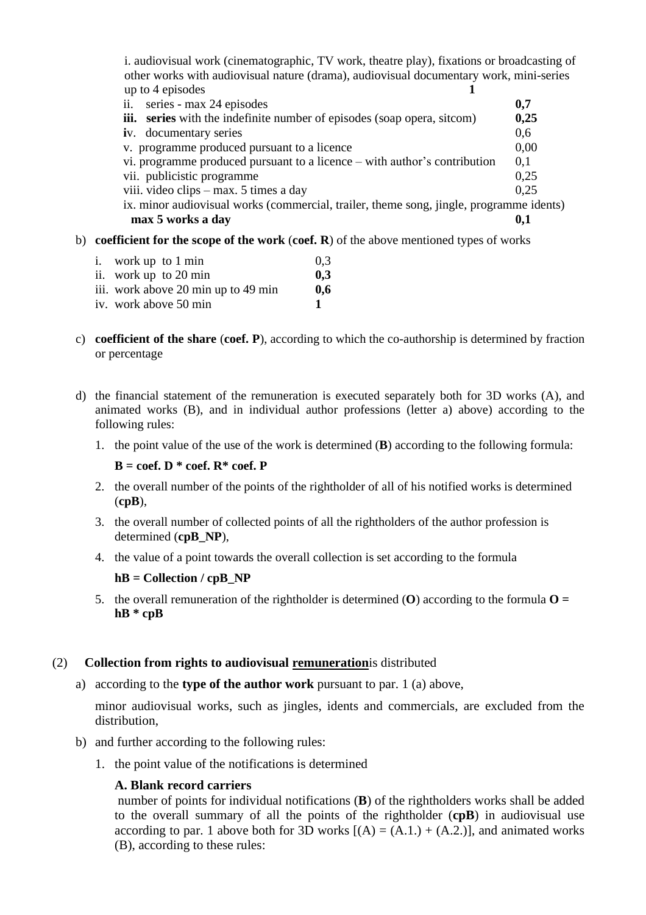i. audiovisual work (cinematographic, TV work, theatre play), fixations or broadcasting of other works with audiovisual nature (drama), audiovisual documentary work, mini-series up to 4 episodes **1**

| | |
|---|---|
| ii. series - max 24 episodes | **0,7** |
| **iii. series** with the indefinite number of episodes (soap opera, sitcom) | **0,25** |
| **i**v. documentary series | 0,6 |
| v. programme produced pursuant to a licence | 0,00 |
| vi. programme produced pursuant to a licence – with author's contribution | 0,1 |
| vii. publicistic programme | 0,25 |
| viii. video clips – max. 5 times a day | 0,25 |
| ix. minor audiovisual works (commercial, trailer, theme song, jingle, programme idents) **max 5 works a day** | **0,1** |

b) **coefficient for the scope of the work** (**coef. R**) of the above mentioned types of works

| | |
|---|---|
| i. work up to 1 min | 0,3 |
| ii. work up to 20 min | **0,3** |
| iii. work above 20 min up to 49 min | **0,6** |
| iv. work above 50 min | **1** |

c) **coefficient of the share** (**coef. P**), according to which the co-authorship is determined by fraction or percentage

d) the financial statement of the remuneration is executed separately both for 3D works (A), and animated works (B), and in individual author professions (letter a) above) according to the following rules:

1. the point value of the use of the work is determined (**B**) according to the following formula:

   **B = coef. D * coef. R* coef. P**

2. the overall number of the points of the rightholder of all of his notified works is determined (**cpB**),
3. the overall number of collected points of all the rightholders of the author profession is determined (**cpB_NP**),
4. the value of a point towards the overall collection is set according to the formula

   **hB = Collection / cpB_NP**

5. the overall remuneration of the rightholder is determined (**O**) according to the formula **O = hB * cpB**

(2) **Collection from rights to audiovisual remuneration**is distributed

a) according to the **type of the author work** pursuant to par. 1 (a) above,

   minor audiovisual works, such as jingles, idents and commercials, are excluded from the distribution,

b) and further according to the following rules:

1. the point value of the notifications is determined

   **A. Blank record carriers**
   number of points for individual notifications (**B**) of the rightholders works shall be added to the overall summary of all the points of the rightholder (**cpB**) in audiovisual use according to par. 1 above both for 3D works [(A) = (A.1.) + (A.2.)], and animated works (B), according to these rules: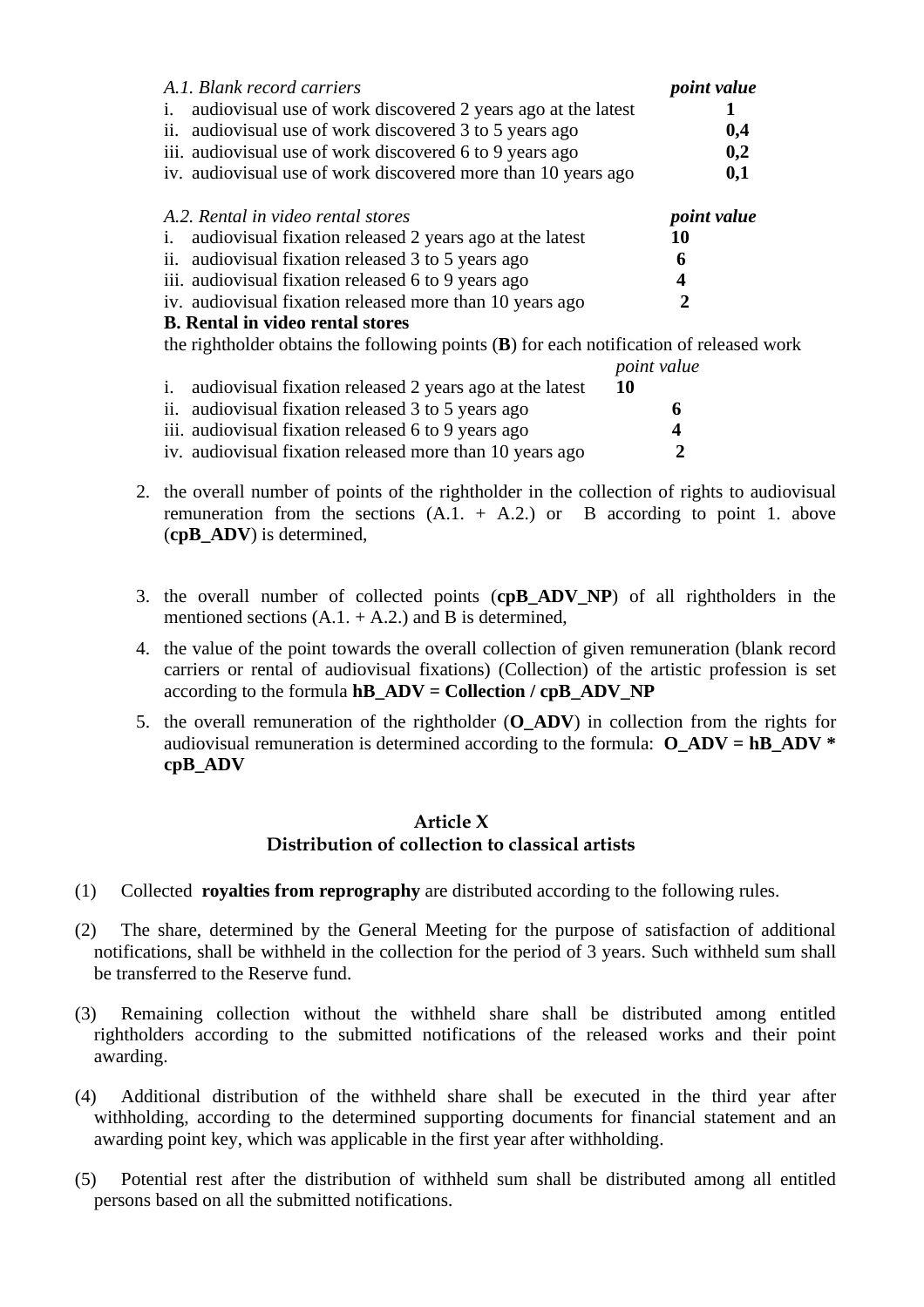*A.1. Blank record carriers* | *point value*

| | | *point value* |
|---|---|---|
| i. | audiovisual use of work discovered 2 years ago at the latest | **1** |
| ii. | audiovisual use of work discovered 3 to 5 years ago | **0,4** |
| iii. | audiovisual use of work discovered 6 to 9 years ago | **0,2** |
| iv. | audiovisual use of work discovered more than 10 years ago | **0,1** |

*A.2. Rental in video rental stores*

| | | *point value* |
|---|---|---|
| i. | audiovisual fixation released 2 years ago at the latest | **10** |
| ii. | audiovisual fixation released 3 to 5 years ago | **6** |
| iii. | audiovisual fixation released 6 to 9 years ago | **4** |
| iv. | audiovisual fixation released more than 10 years ago | **2** |

**B. Rental in video rental stores**

the rightholder obtains the following points (**B**) for each notification of released work

| | | *point value* |
|---|---|---|
| i. | audiovisual fixation released 2 years ago at the latest | **10** |
| ii. | audiovisual fixation released 3 to 5 years ago | **6** |
| iii. | audiovisual fixation released 6 to 9 years ago | **4** |
| iv. | audiovisual fixation released more than 10 years ago | **2** |

2. the overall number of points of the rightholder in the collection of rights to audiovisual remuneration from the sections (A.1. + A.2.) or B according to point 1. above (**cpB_ADV**) is determined,

3. the overall number of collected points (**cpB_ADV_NP**) of all rightholders in the mentioned sections (A.1. + A.2.) and B is determined,
4. the value of the point towards the overall collection of given remuneration (blank record carriers or rental of audiovisual fixations) (Collection) of the artistic profession is set according to the formula **hB_ADV = Collection / cpB_ADV_NP**
5. the overall remuneration of the rightholder (**O_ADV**) in collection from the rights for audiovisual remuneration is determined according to the formula: **O_ADV = hB_ADV * cpB_ADV**

## Article X
## Distribution of collection to classical artists

(1) Collected **royalties from reprography** are distributed according to the following rules.

(2) The share, determined by the General Meeting for the purpose of satisfaction of additional notifications, shall be withheld in the collection for the period of 3 years. Such withheld sum shall be transferred to the Reserve fund.

(3) Remaining collection without the withheld share shall be distributed among entitled rightholders according to the submitted notifications of the released works and their point awarding.

(4) Additional distribution of the withheld share shall be executed in the third year after withholding, according to the determined supporting documents for financial statement and an awarding point key, which was applicable in the first year after withholding.

(5) Potential rest after the distribution of withheld sum shall be distributed among all entitled persons based on all the submitted notifications.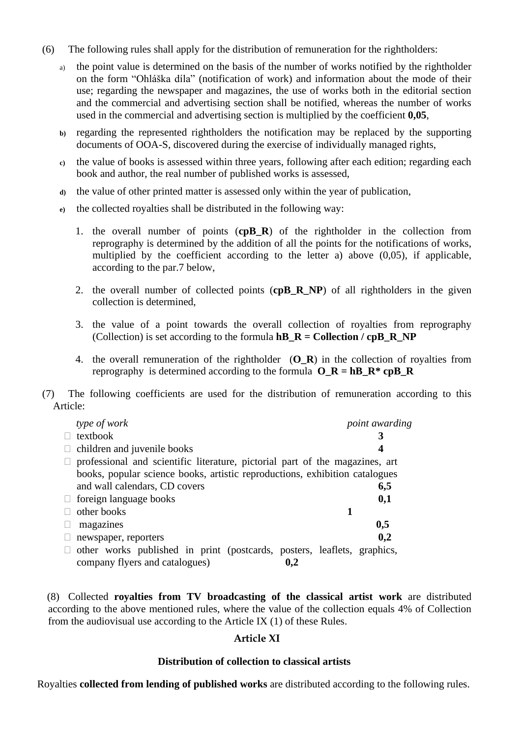(6) The following rules shall apply for the distribution of remuneration for the rightholders:

a) the point value is determined on the basis of the number of works notified by the rightholder on the form “Ohláška díla” (notification of work) and information about the mode of their use; regarding the newspaper and magazines, the use of works both in the editorial section and the commercial and advertising section shall be notified, whereas the number of works used in the commercial and advertising section is multiplied by the coefficient **0,05**,

b) regarding the represented rightholders the notification may be replaced by the supporting documents of OOA-S, discovered during the exercise of individually managed rights,

c) the value of books is assessed within three years, following after each edition; regarding each book and author, the real number of published works is assessed,

d) the value of other printed matter is assessed only within the year of publication,

e) the collected royalties shall be distributed in the following way:

1. the overall number of points (**cpB_R**) of the rightholder in the collection from reprography is determined by the addition of all the points for the notifications of works, multiplied by the coefficient according to the letter a) above (0,05), if applicable, according to the par.7 below,
2. the overall number of collected points (**cpB_R_NP**) of all rightholders in the given collection is determined,
3. the value of a point towards the overall collection of royalties from reprography (Collection) is set according to the formula **hB_R = Collection / cpB_R_NP**
4. the overall remuneration of the rightholder (**O_R**) in the collection of royalties from reprography is determined according to the formula **O_R = hB_R* cpB_R**

(7) The following coefficients are used for the distribution of remuneration according to this Article:

| *type of work* | *point awarding* |
|---|---|
| textbook | **3** |
| children and juvenile books | **4** |
| professional and scientific literature, pictorial part of the magazines, art books, popular science books, artistic reproductions, exhibition catalogues and wall calendars, CD covers | **6,5** |
| foreign language books | **0,1** |
| other books | **1** |
| magazines | **0,5** |
| newspaper, reporters | **0,2** |
| other works published in print (postcards, posters, leaflets, graphics, company flyers and catalogues) | **0,2** |

(8) Collected **royalties from TV broadcasting of the classical artist work** are distributed according to the above mentioned rules, where the value of the collection equals 4% of Collection from the audiovisual use according to the Article IX (1) of these Rules.

## Article XI

### Distribution of collection to classical artists

Royalties **collected from lending of published works** are distributed according to the following rules.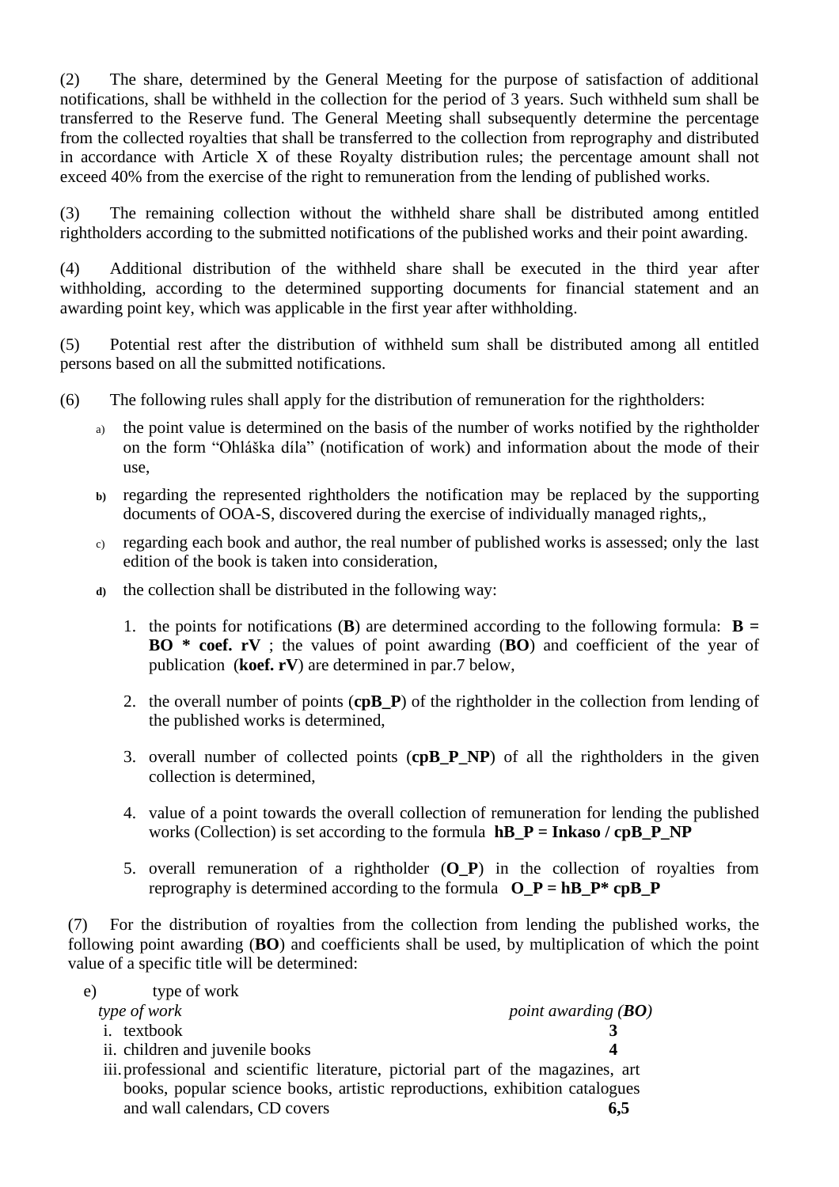(2) The share, determined by the General Meeting for the purpose of satisfaction of additional notifications, shall be withheld in the collection for the period of 3 years. Such withheld sum shall be transferred to the Reserve fund. The General Meeting shall subsequently determine the percentage from the collected royalties that shall be transferred to the collection from reprography and distributed in accordance with Article X of these Royalty distribution rules; the percentage amount shall not exceed 40% from the exercise of the right to remuneration from the lending of published works.

(3) The remaining collection without the withheld share shall be distributed among entitled rightholders according to the submitted notifications of the published works and their point awarding.

(4) Additional distribution of the withheld share shall be executed in the third year after withholding, according to the determined supporting documents for financial statement and an awarding point key, which was applicable in the first year after withholding.

(5) Potential rest after the distribution of withheld sum shall be distributed among all entitled persons based on all the submitted notifications.

(6) The following rules shall apply for the distribution of remuneration for the rightholders:

a) the point value is determined on the basis of the number of works notified by the rightholder on the form "Ohláška díla" (notification of work) and information about the mode of their use,

b) regarding the represented rightholders the notification may be replaced by the supporting documents of OOA-S, discovered during the exercise of individually managed rights,,

c) regarding each book and author, the real number of published works is assessed; only the last edition of the book is taken into consideration,

d) the collection shall be distributed in the following way:

1. the points for notifications (**B**) are determined according to the following formula: **B = BO * coef. rV** ; the values of point awarding (**BO**) and coefficient of the year of publication (**koef. rV**) are determined in par.7 below,

2. the overall number of points (**cpB_P**) of the rightholder in the collection from lending of the published works is determined,

3. overall number of collected points (**cpB_P_NP**) of all the rightholders in the given collection is determined,

4. value of a point towards the overall collection of remuneration for lending the published works (Collection) is set according to the formula **hB_P = Inkaso / cpB_P_NP**

5. overall remuneration of a rightholder (**O_P**) in the collection of royalties from reprography is determined according to the formula **O_P = hB_P* cpB_P**

(7) For the distribution of royalties from the collection from lending the published works, the following point awarding (**BO**) and coefficients shall be used, by multiplication of which the point value of a specific title will be determined:

e) type of work

| *type of work* | *point awarding (**BO**)* |
|---|---|
| i. textbook | **3** |
| ii. children and juvenile books | **4** |
| iii. professional and scientific literature, pictorial part of the magazines, art books, popular science books, artistic reproductions, exhibition catalogues and wall calendars, CD covers | **6,5** |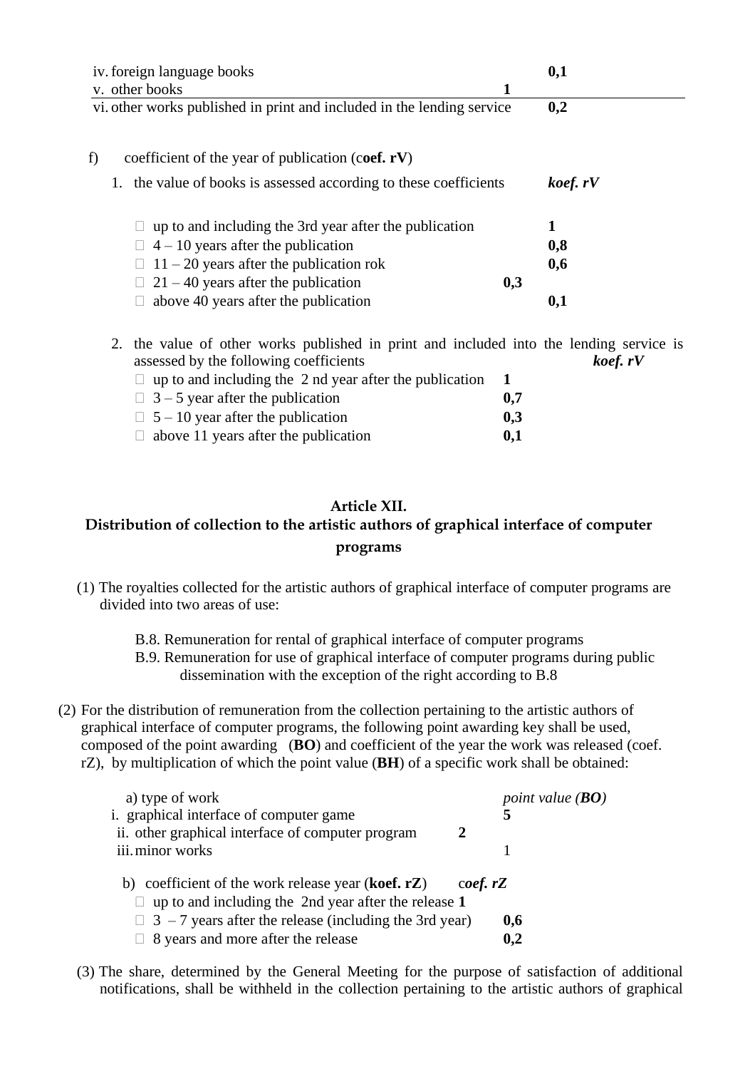iv. foreign language books **0,1**
v. other books **1**
vi. other works published in print and included in the lending service **0,2**

f) coefficient of the year of publication (c**oef. rV**)

1. the value of books is assessed according to these coefficients ***koef. rV***

   - up to and including the 3rd year after the publication **1**
   - 4 – 10 years after the publication **0,8**
   - 11 – 20 years after the publication rok **0,6**
   - 21 – 40 years after the publication **0,3**
   - above 40 years after the publication **0,1**

2. the value of other works published in print and included into the lending service is assessed by the following coefficients ***koef. rV***
   - up to and including the 2 nd year after the publication **1**
   - 3 – 5 year after the publication **0,7**
   - 5 – 10 year after the publication **0,3**
   - above 11 years after the publication **0,1**

## Article XII.
## Distribution of collection to the artistic authors of graphical interface of computer programs

(1) The royalties collected for the artistic authors of graphical interface of computer programs are divided into two areas of use:

B.8. Remuneration for rental of graphical interface of computer programs
B.9. Remuneration for use of graphical interface of computer programs during public dissemination with the exception of the right according to B.8

(2) For the distribution of remuneration from the collection pertaining to the artistic authors of graphical interface of computer programs, the following point awarding key shall be used, composed of the point awarding (**BO**) and coefficient of the year the work was released (coef. rZ), by multiplication of which the point value (**BH**) of a specific work shall be obtained:

a) type of work *point value (**BO**)*
i. graphical interface of computer game **5**
ii. other graphical interface of computer program **2**
iii. minor works 1

b) coefficient of the work release year (**koef. rZ**) c***oef. rZ***
- up to and including the 2nd year after the release **1**
- 3 – 7 years after the release (including the 3rd year) **0,6**
- 8 years and more after the release **0,2**

(3) The share, determined by the General Meeting for the purpose of satisfaction of additional notifications, shall be withheld in the collection pertaining to the artistic authors of graphical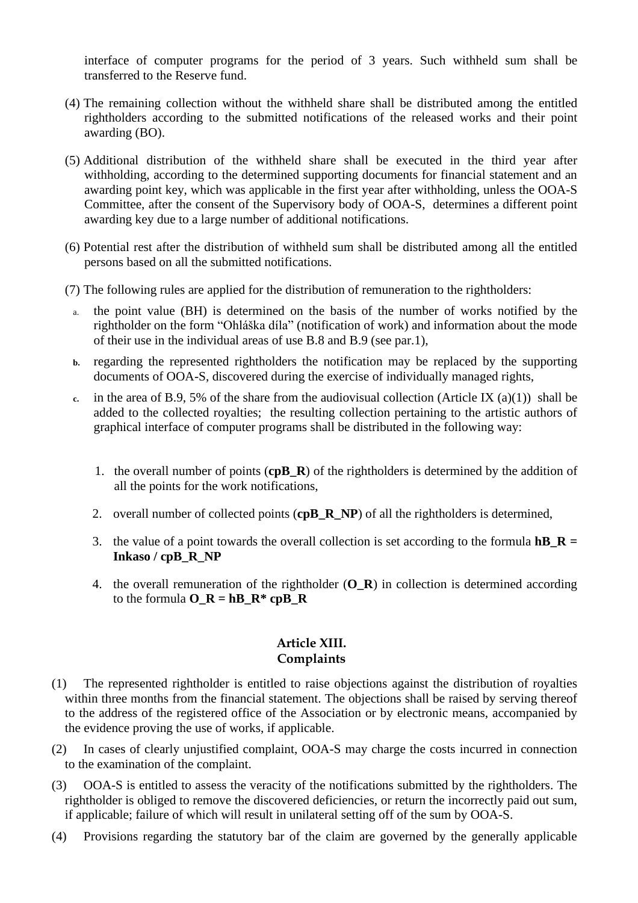interface of computer programs for the period of 3 years. Such withheld sum shall be transferred to the Reserve fund.

(4) The remaining collection without the withheld share shall be distributed among the entitled rightholders according to the submitted notifications of the released works and their point awarding (BO).

(5) Additional distribution of the withheld share shall be executed in the third year after withholding, according to the determined supporting documents for financial statement and an awarding point key, which was applicable in the first year after withholding, unless the OOA-S Committee, after the consent of the Supervisory body of OOA-S, determines a different point awarding key due to a large number of additional notifications.

(6) Potential rest after the distribution of withheld sum shall be distributed among all the entitled persons based on all the submitted notifications.

(7) The following rules are applied for the distribution of remuneration to the rightholders:

a. the point value (BH) is determined on the basis of the number of works notified by the rightholder on the form "Ohláška díla" (notification of work) and information about the mode of their use in the individual areas of use B.8 and B.9 (see par.1),

b. regarding the represented rightholders the notification may be replaced by the supporting documents of OOA-S, discovered during the exercise of individually managed rights,

c. in the area of B.9, 5% of the share from the audiovisual collection (Article IX (a)(1)) shall be added to the collected royalties; the resulting collection pertaining to the artistic authors of graphical interface of computer programs shall be distributed in the following way:

1. the overall number of points (**cpB_R**) of the rightholders is determined by the addition of all the points for the work notifications,

2. overall number of collected points (**cpB_R_NP**) of all the rightholders is determined,

3. the value of a point towards the overall collection is set according to the formula **hB_R = Inkaso / cpB_R_NP**

4. the overall remuneration of the rightholder (**O_R**) in collection is determined according to the formula **O_R = hB_R* cpB_R**

## Article XIII. Complaints

(1) The represented rightholder is entitled to raise objections against the distribution of royalties within three months from the financial statement. The objections shall be raised by serving thereof to the address of the registered office of the Association or by electronic means, accompanied by the evidence proving the use of works, if applicable.

(2) In cases of clearly unjustified complaint, OOA-S may charge the costs incurred in connection to the examination of the complaint.

(3) OOA-S is entitled to assess the veracity of the notifications submitted by the rightholders. The rightholder is obliged to remove the discovered deficiencies, or return the incorrectly paid out sum, if applicable; failure of which will result in unilateral setting off of the sum by OOA-S.

(4) Provisions regarding the statutory bar of the claim are governed by the generally applicable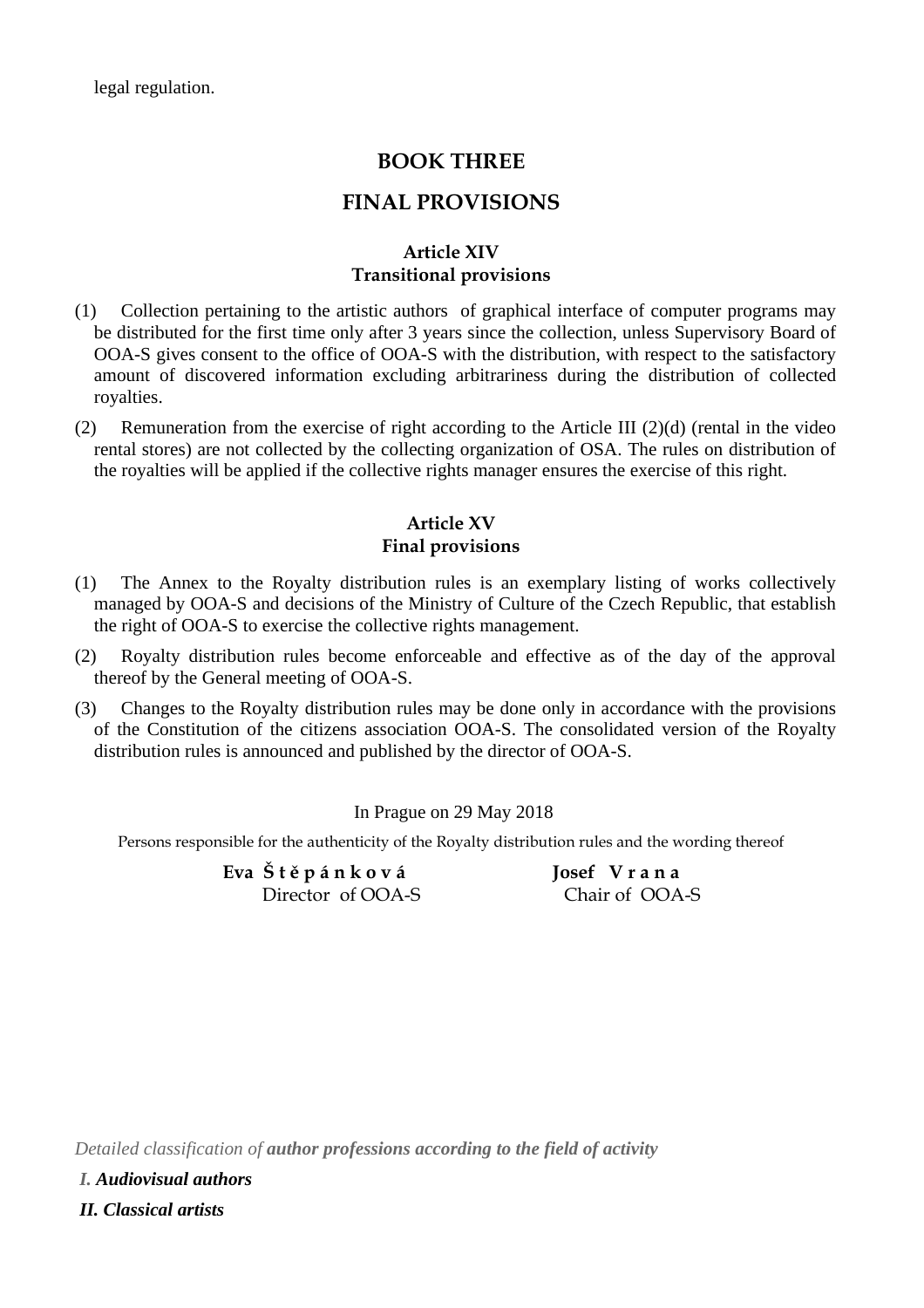legal regulation.

# BOOK THREE

# FINAL PROVISIONS

### Article XIV
### Transitional provisions

(1) Collection pertaining to the artistic authors  of graphical interface of computer programs may be distributed for the first time only after 3 years since the collection, unless Supervisory Board of OOA-S gives consent to the office of OOA-S with the distribution, with respect to the satisfactory amount of discovered information excluding arbitrariness during the distribution of collected royalties.

(2) Remuneration from the exercise of right according to the Article III (2)(d) (rental in the video rental stores) are not collected by the collecting organization of OSA. The rules on distribution of the royalties will be applied if the collective rights manager ensures the exercise of this right.

### Article XV
### Final provisions

(1) The Annex to the Royalty distribution rules is an exemplary listing of works collectively managed by OOA-S and decisions of the Ministry of Culture of the Czech Republic, that establish the right of OOA-S to exercise the collective rights management.

(2) Royalty distribution rules become enforceable and effective as of the day of the approval thereof by the General meeting of OOA-S.

(3) Changes to the Royalty distribution rules may be done only in accordance with the provisions of the Constitution of the citizens association OOA-S. The consolidated version of the Royalty distribution rules is announced and published by the director of OOA-S.

In Prague on 29 May 2018

Persons responsible for the authenticity of the Royalty distribution rules and the wording thereof

**Eva Š t ě p á n k o v á**
Director of OOA-S

**Josef V r a n a**
Chair of OOA-S

*Detailed classification of* ***author professions according to the field of activity***

***I. Audiovisual authors***

***II. Classical artists***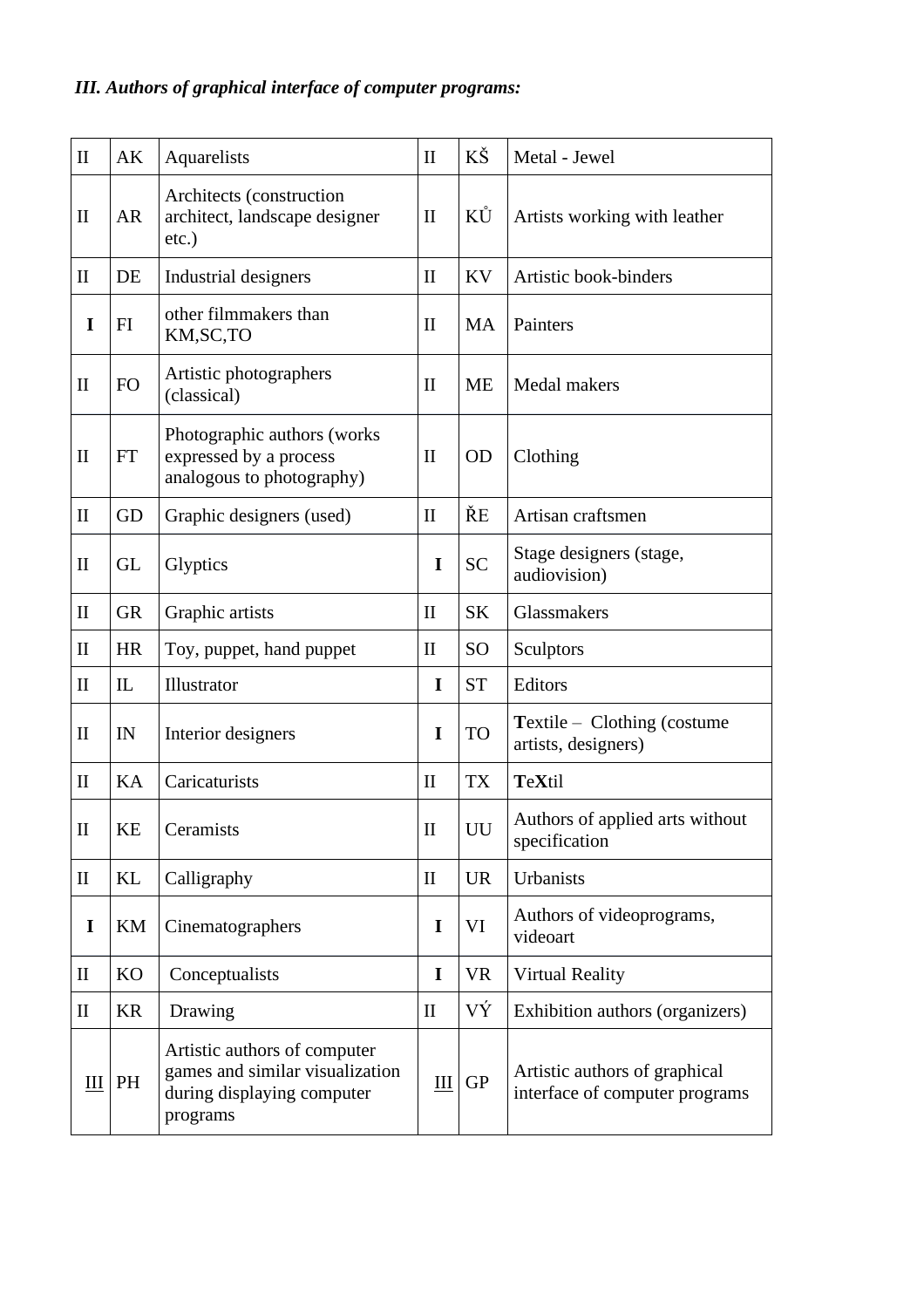*III. Authors of graphical interface of computer programs:*

| | | | | | |
|---|---|---|---|---|---|
| II | AK | Aquarelists | II | KŠ | Metal - Jewel |
| II | AR | Architects (construction architect, landscape designer etc.) | II | KŮ | Artists working with leather |
| II | DE | Industrial designers | II | KV | Artistic book-binders |
| **I** | FI | other filmmakers than KM,SC,TO | II | MA | Painters |
| II | FO | Artistic photographers (classical) | II | ME | Medal makers |
| II | FT | Photographic authors (works expressed by a process analogous to photography) | II | OD | Clothing |
| II | GD | Graphic designers (used) | II | ŘE | Artisan craftsmen |
| II | GL | Glyptics | **I** | SC | Stage designers (stage, audiovision) |
| II | GR | Graphic artists | II | SK | Glassmakers |
| II | HR | Toy, puppet, hand puppet | II | SO | Sculptors |
| II | IL | Illustrator | **I** | ST | Editors |
| II | IN | Interior designers | **I** | TO | **T**extile – Clothing (costume artists, designers) |
| II | KA | Caricaturists | II | TX | **T**e**X**til |
| II | KE | Ceramists | II | UU | Authors of applied arts without specification |
| II | KL | Calligraphy | II | UR | Urbanists |
| **I** | KM | Cinematographers | **I** | VI | Authors of videoprograms, videoart |
| II | KO | Conceptualists | **I** | VR | Virtual Reality |
| II | KR | Drawing | II | VÝ | Exhibition authors (organizers) |
| III | PH | Artistic authors of computer games and similar visualization during displaying computer programs | III | GP | Artistic authors of graphical interface of computer programs |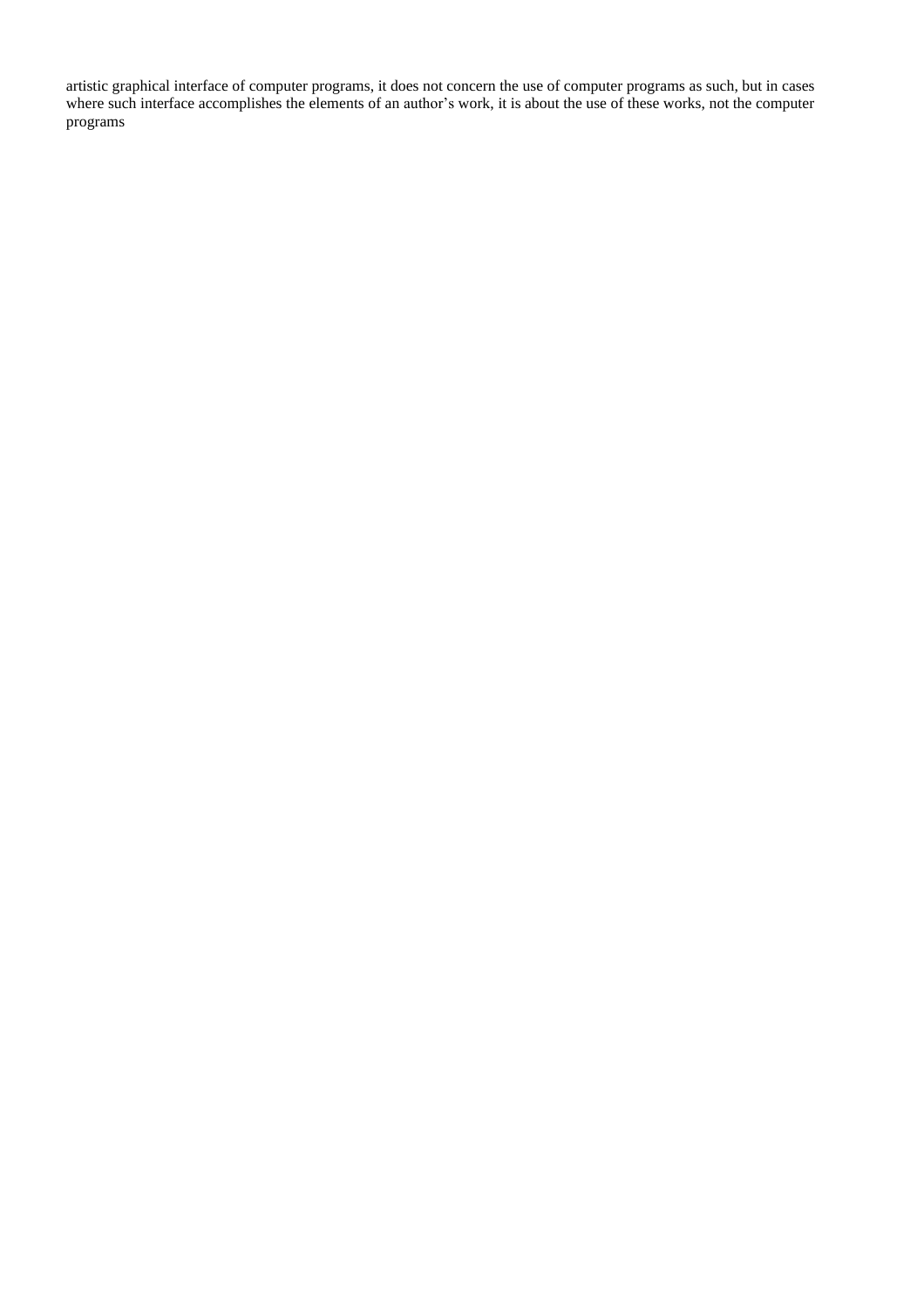artistic graphical interface of computer programs, it does not concern the use of computer programs as such, but in cases where such interface accomplishes the elements of an author's work, it is about the use of these works, not the computer programs